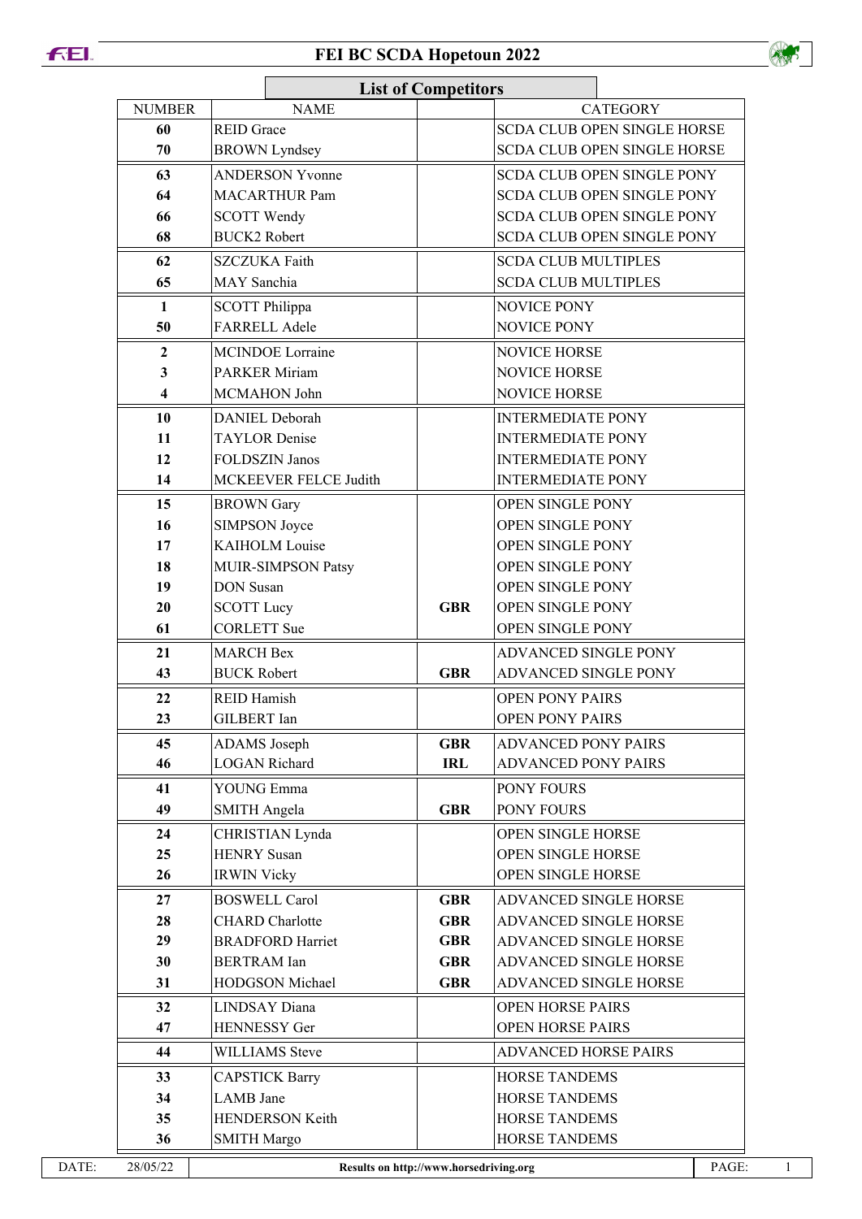# FEI BC SCDA Hopetoun 2022

## List of Competitors

| NUMBER | NAME | | CATEGORY |
|---|---|---|---|
| **60** | REID Grace | | SCDA CLUB OPEN SINGLE HORSE |
| **70** | BROWN Lyndsey | | SCDA CLUB OPEN SINGLE HORSE |
| **63** | ANDERSON Yvonne | | SCDA CLUB OPEN SINGLE PONY |
| **64** | MACARTHUR Pam | | SCDA CLUB OPEN SINGLE PONY |
| **66** | SCOTT Wendy | | SCDA CLUB OPEN SINGLE PONY |
| **68** | BUCK2 Robert | | SCDA CLUB OPEN SINGLE PONY |
| **62** | SZCZUKA Faith | | SCDA CLUB MULTIPLES |
| **65** | MAY Sanchia | | SCDA CLUB MULTIPLES |
| **1** | SCOTT Philippa | | NOVICE PONY |
| **50** | FARRELL Adele | | NOVICE PONY |
| **2** | MCINDOE Lorraine | | NOVICE HORSE |
| **3** | PARKER Miriam | | NOVICE HORSE |
| **4** | MCMAHON John | | NOVICE HORSE |
| **10** | DANIEL Deborah | | INTERMEDIATE PONY |
| **11** | TAYLOR Denise | | INTERMEDIATE PONY |
| **12** | FOLDSZIN Janos | | INTERMEDIATE PONY |
| **14** | MCKEEVER FELCE Judith | | INTERMEDIATE PONY |
| **15** | BROWN Gary | | OPEN SINGLE PONY |
| **16** | SIMPSON Joyce | | OPEN SINGLE PONY |
| **17** | KAIHOLM Louise | | OPEN SINGLE PONY |
| **18** | MUIR-SIMPSON Patsy | | OPEN SINGLE PONY |
| **19** | DON Susan | | OPEN SINGLE PONY |
| **20** | SCOTT Lucy | **GBR** | OPEN SINGLE PONY |
| **61** | CORLETT Sue | | OPEN SINGLE PONY |
| **21** | MARCH Bex | | ADVANCED SINGLE PONY |
| **43** | BUCK Robert | **GBR** | ADVANCED SINGLE PONY |
| **22** | REID Hamish | | OPEN PONY PAIRS |
| **23** | GILBERT Ian | | OPEN PONY PAIRS |
| **45** | ADAMS Joseph | **GBR** | ADVANCED PONY PAIRS |
| **46** | LOGAN Richard | **IRL** | ADVANCED PONY PAIRS |
| **41** | YOUNG Emma | | PONY FOURS |
| **49** | SMITH Angela | **GBR** | PONY FOURS |
| **24** | CHRISTIAN Lynda | | OPEN SINGLE HORSE |
| **25** | HENRY Susan | | OPEN SINGLE HORSE |
| **26** | IRWIN Vicky | | OPEN SINGLE HORSE |
| **27** | BOSWELL Carol | **GBR** | ADVANCED SINGLE HORSE |
| **28** | CHARD Charlotte | **GBR** | ADVANCED SINGLE HORSE |
| **29** | BRADFORD Harriet | **GBR** | ADVANCED SINGLE HORSE |
| **30** | BERTRAM Ian | **GBR** | ADVANCED SINGLE HORSE |
| **31** | HODGSON Michael | **GBR** | ADVANCED SINGLE HORSE |
| **32** | LINDSAY Diana | | OPEN HORSE PAIRS |
| **47** | HENNESSY Ger | | OPEN HORSE PAIRS |
| **44** | WILLIAMS Steve | | ADVANCED HORSE PAIRS |
| **33** | CAPSTICK Barry | | HORSE TANDEMS |
| **34** | LAMB Jane | | HORSE TANDEMS |
| **35** | HENDERSON Keith | | HORSE TANDEMS |
| **36** | SMITH Margo | | HORSE TANDEMS |

DATE: 28/05/22 | **Results on http://www.horsedriving.org**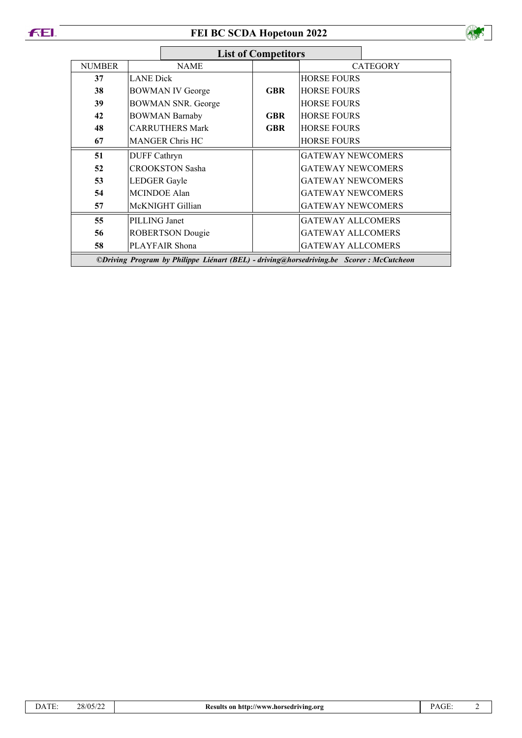## FEI BC SCDA Hopetoun 2022

### List of Competitors

| NUMBER | NAME | | CATEGORY |
|---|---|---|---|
| **37** | LANE Dick | | HORSE FOURS |
| **38** | BOWMAN IV George | **GBR** | HORSE FOURS |
| **39** | BOWMAN SNR. George | | HORSE FOURS |
| **42** | BOWMAN Barnaby | **GBR** | HORSE FOURS |
| **48** | CARRUTHERS Mark | **GBR** | HORSE FOURS |
| **67** | MANGER Chris HC | | HORSE FOURS |
| **51** | DUFF Cathryn | | GATEWAY NEWCOMERS |
| **52** | CROOKSTON Sasha | | GATEWAY NEWCOMERS |
| **53** | LEDGER Gayle | | GATEWAY NEWCOMERS |
| **54** | MCINDOE Alan | | GATEWAY NEWCOMERS |
| **57** | McKNIGHT Gillian | | GATEWAY NEWCOMERS |
| **55** | PILLING Janet | | GATEWAY ALLCOMERS |
| **56** | ROBERTSON Dougie | | GATEWAY ALLCOMERS |
| **58** | PLAYFAIR Shona | | GATEWAY ALLCOMERS |

***©Driving Program by Philippe Liénart (BEL) - driving@horsedriving.be Scorer : McCutcheon***

DATE: 28/05/22 | **Results on http://www.horsedriving.org**